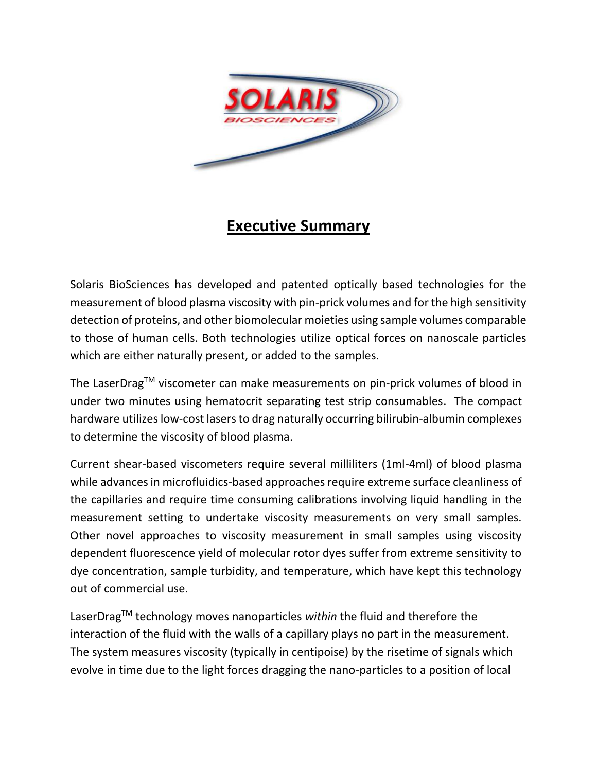# Executive Summary

Solaris BioSciences has developed and patented optically based technologies for the measurement of blood plasma viscosity with pin-prick volumes and for the high sensitivity detection of proteins, and other biomolecular moieties using sample volumes comparable to those of human cells. Both technologies utilize optical forces on nanoscale particles which are either naturally present, or added to the samples.

The LaserDrag$^{TM}$ viscometer can make measurements on pin-prick volumes of blood in under two minutes using hematocrit separating test strip consumables. The compact hardware utilizes low-cost lasers to drag naturally occurring bilirubin-albumin complexes to determine the viscosity of blood plasma.

Current shear-based viscometers require several milliliters (1ml-4ml) of blood plasma while advances in microfluidics-based approaches require extreme surface cleanliness of the capillaries and require time consuming calibrations involving liquid handling in the measurement setting to undertake viscosity measurements on very small samples. Other novel approaches to viscosity measurement in small samples using viscosity dependent fluorescence yield of molecular rotor dyes suffer from extreme sensitivity to dye concentration, sample turbidity, and temperature, which have kept this technology out of commercial use.

LaserDrag$^{TM}$ technology moves nanoparticles *within* the fluid and therefore the interaction of the fluid with the walls of a capillary plays no part in the measurement. The system measures viscosity (typically in centipoise) by the risetime of signals which evolve in time due to the light forces dragging the nano-particles to a position of local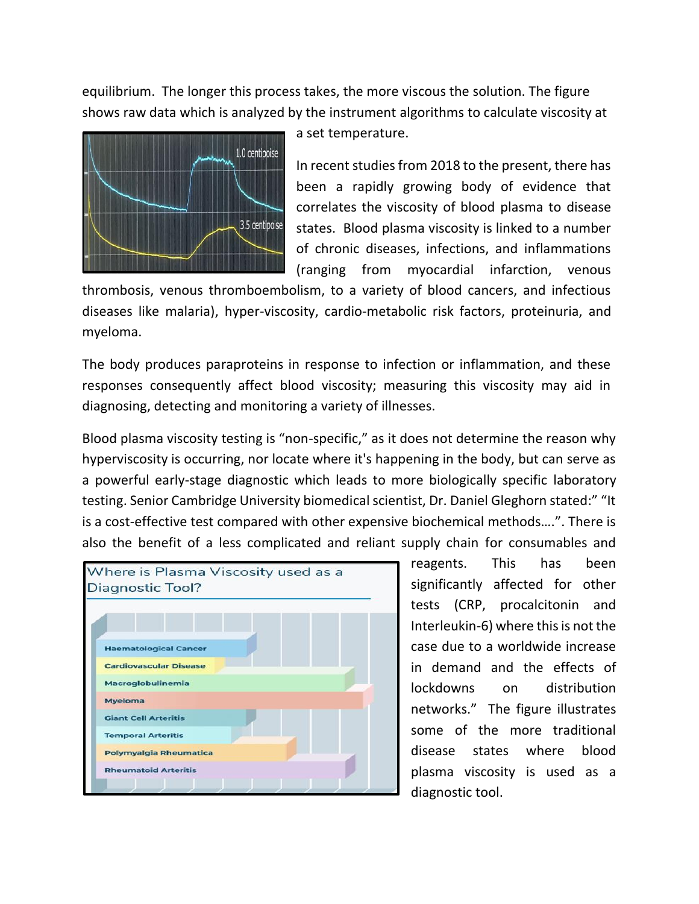equilibrium. The longer this process takes, the more viscous the solution. The figure shows raw data which is analyzed by the instrument algorithms to calculate viscosity at a set temperature.

In recent studies from 2018 to the present, there has been a rapidly growing body of evidence that correlates the viscosity of blood plasma to disease states. Blood plasma viscosity is linked to a number of chronic diseases, infections, and inflammations (ranging from myocardial infarction, venous thrombosis, venous thromboembolism, to a variety of blood cancers, and infectious diseases like malaria), hyper-viscosity, cardio-metabolic risk factors, proteinuria, and myeloma.

The body produces paraproteins in response to infection or inflammation, and these responses consequently affect blood viscosity; measuring this viscosity may aid in diagnosing, detecting and monitoring a variety of illnesses.

Blood plasma viscosity testing is "non-specific," as it does not determine the reason why hyperviscosity is occurring, nor locate where it's happening in the body, but can serve as a powerful early-stage diagnostic which leads to more biologically specific laboratory testing. Senior Cambridge University biomedical scientist, Dr. Daniel Gleghorn stated:" "It is a cost-effective test compared with other expensive biochemical methods….". There is also the benefit of a less complicated and reliant supply chain for consumables and reagents. This has been significantly affected for other tests (CRP, procalcitonin and Interleukin-6) where this is not the case due to a worldwide increase in demand and the effects of lockdowns on distribution networks." The figure illustrates some of the more traditional disease states where blood plasma viscosity is used as a diagnostic tool.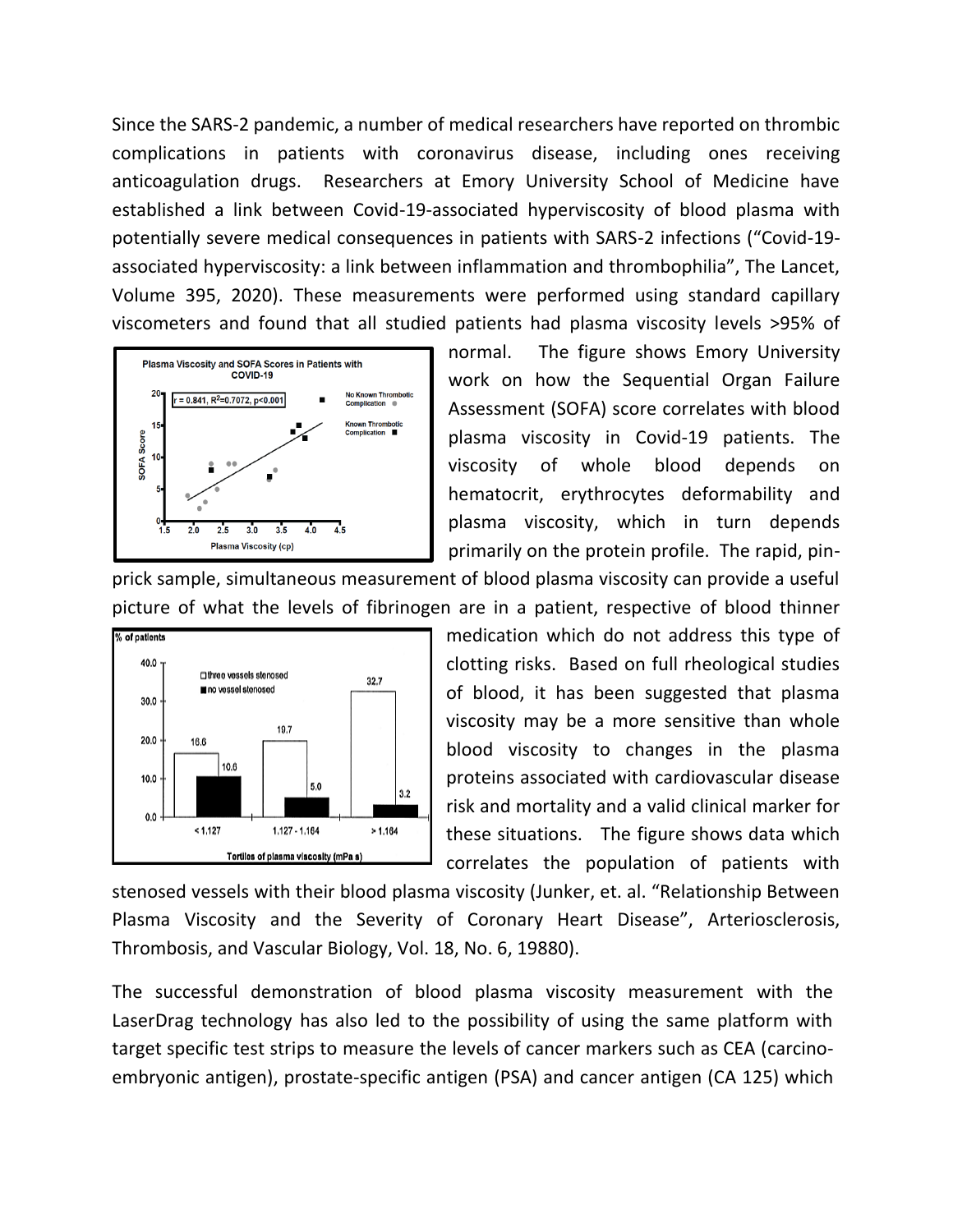Since the SARS-2 pandemic, a number of medical researchers have reported on thrombic complications in patients with coronavirus disease, including ones receiving anticoagulation drugs. Researchers at Emory University School of Medicine have established a link between Covid-19-associated hyperviscosity of blood plasma with potentially severe medical consequences in patients with SARS-2 infections ("Covid-19-associated hyperviscosity: a link between inflammation and thrombophilia", The Lancet, Volume 395, 2020). These measurements were performed using standard capillary viscometers and found that all studied patients had plasma viscosity levels >95% of normal. The figure shows Emory University work on how the Sequential Organ Failure Assessment (SOFA) score correlates with blood plasma viscosity in Covid-19 patients. The viscosity of whole blood depends on hematocrit, erythrocytes deformability and plasma viscosity, which in turn depends primarily on the protein profile. The rapid, pin-prick sample, simultaneous measurement of blood plasma viscosity can provide a useful picture of what the levels of fibrinogen are in a patient, respective of blood thinner medication which do not address this type of clotting risks. Based on full rheological studies of blood, it has been suggested that plasma viscosity may be a more sensitive than whole blood viscosity to changes in the plasma proteins associated with cardiovascular disease risk and mortality and a valid clinical marker for these situations. The figure shows data which correlates the population of patients with stenosed vessels with their blood plasma viscosity (Junker, et. al. "Relationship Between Plasma Viscosity and the Severity of Coronary Heart Disease", Arteriosclerosis, Thrombosis, and Vascular Biology, Vol. 18, No. 6, 19880).

The successful demonstration of blood plasma viscosity measurement with the LaserDrag technology has also led to the possibility of using the same platform with target specific test strips to measure the levels of cancer markers such as CEA (carcino-embryonic antigen), prostate-specific antigen (PSA) and cancer antigen (CA 125) which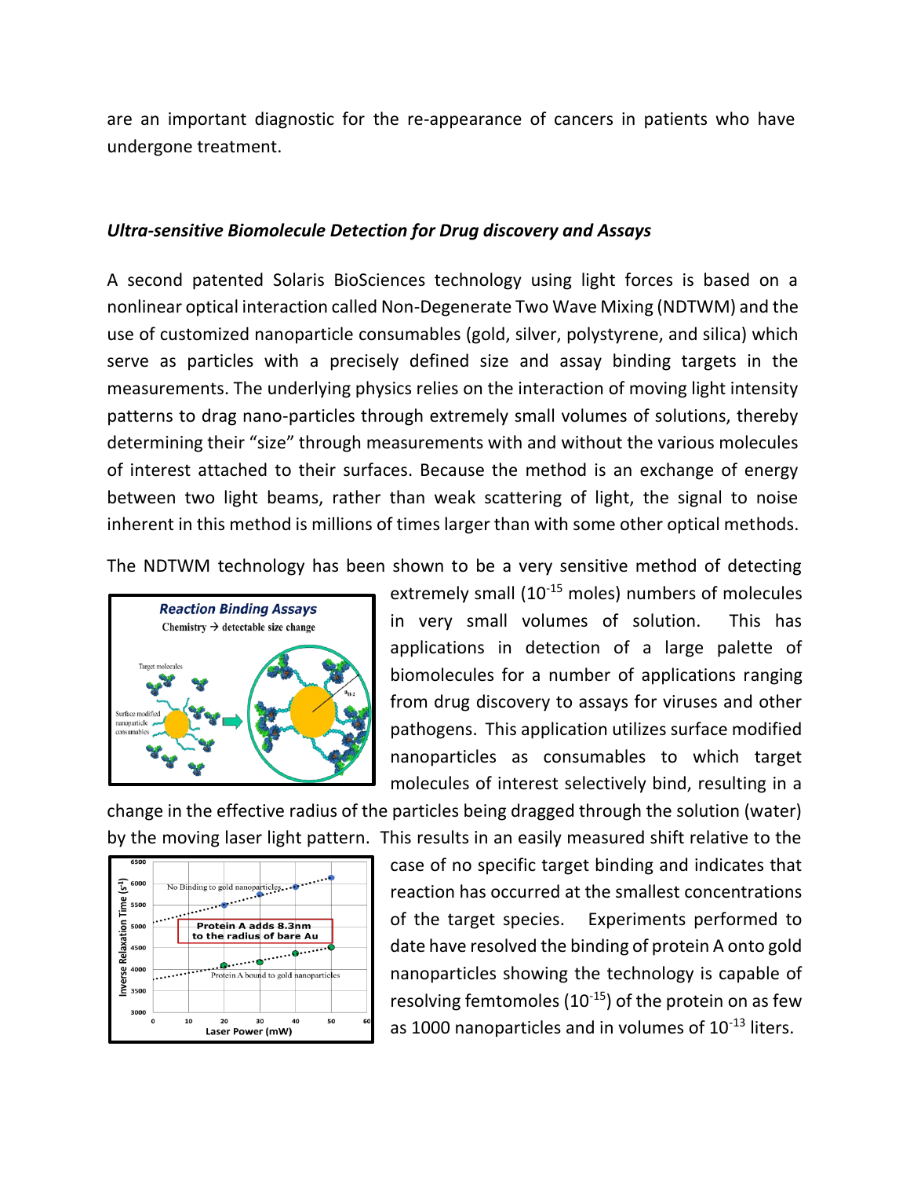are an important diagnostic for the re-appearance of cancers in patients who have undergone treatment.

### *Ultra-sensitive Biomolecule Detection for Drug discovery and Assays*

A second patented Solaris BioSciences technology using light forces is based on a nonlinear optical interaction called Non-Degenerate Two Wave Mixing (NDTWM) and the use of customized nanoparticle consumables (gold, silver, polystyrene, and silica) which serve as particles with a precisely defined size and assay binding targets in the measurements. The underlying physics relies on the interaction of moving light intensity patterns to drag nano-particles through extremely small volumes of solutions, thereby determining their "size" through measurements with and without the various molecules of interest attached to their surfaces. Because the method is an exchange of energy between two light beams, rather than weak scattering of light, the signal to noise inherent in this method is millions of times larger than with some other optical methods.

The NDTWM technology has been shown to be a very sensitive method of detecting extremely small ($10^{-15}$ moles) numbers of molecules in very small volumes of solution. This has applications in detection of a large palette of biomolecules for a number of applications ranging from drug discovery to assays for viruses and other pathogens. This application utilizes surface modified nanoparticles as consumables to which target molecules of interest selectively bind, resulting in a change in the effective radius of the particles being dragged through the solution (water) by the moving laser light pattern. This results in an easily measured shift relative to the case of no specific target binding and indicates that reaction has occurred at the smallest concentrations of the target species. Experiments performed to date have resolved the binding of protein A onto gold nanoparticles showing the technology is capable of resolving femtomoles ($10^{-15}$) of the protein on as few as 1000 nanoparticles and in volumes of $10^{-13}$ liters.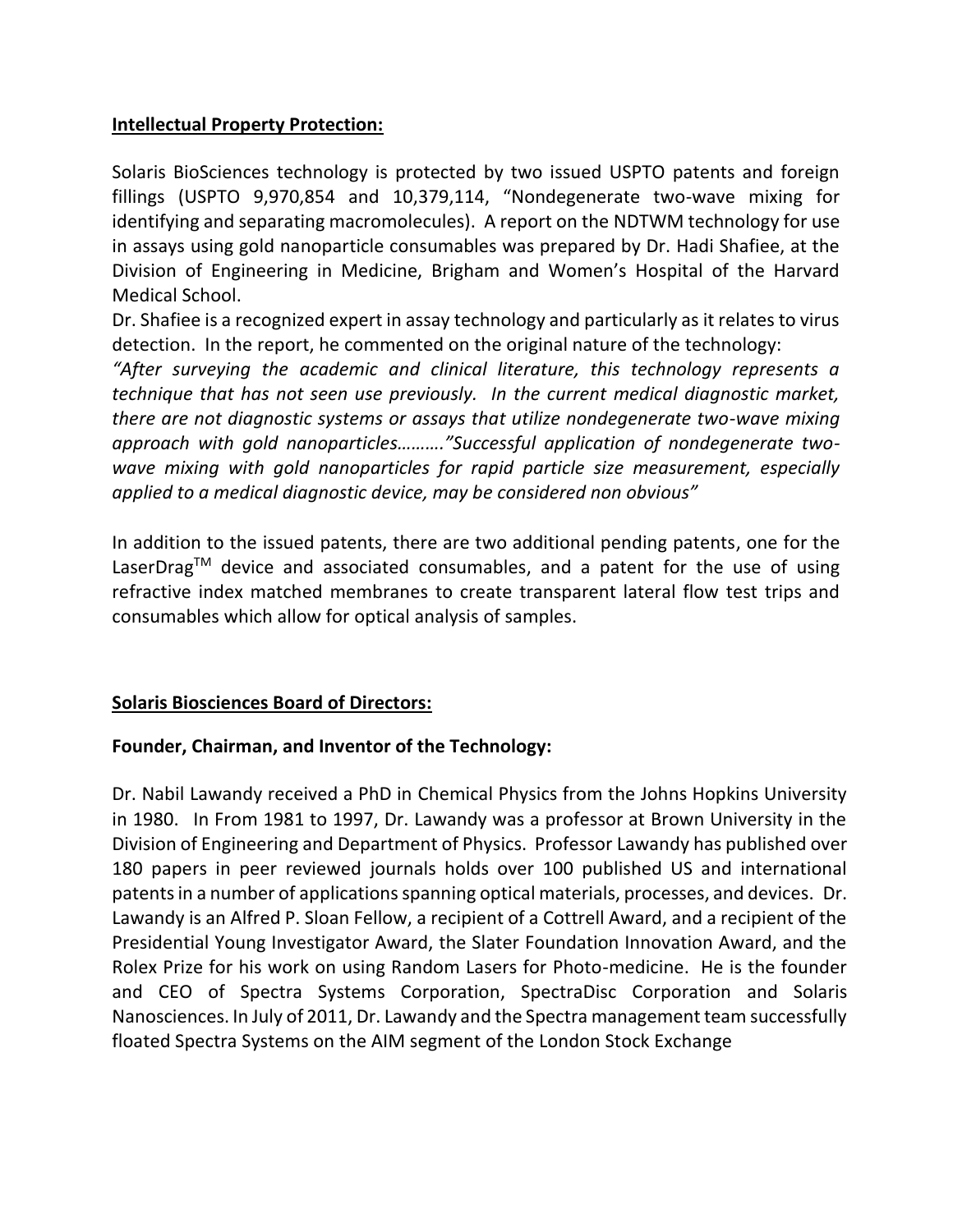**Intellectual Property Protection:**

Solaris BioSciences technology is protected by two issued USPTO patents and foreign fillings (USPTO 9,970,854 and 10,379,114, "Nondegenerate two-wave mixing for identifying and separating macromolecules). A report on the NDTWM technology for use in assays using gold nanoparticle consumables was prepared by Dr. Hadi Shafiee, at the Division of Engineering in Medicine, Brigham and Women's Hospital of the Harvard Medical School.

Dr. Shafiee is a recognized expert in assay technology and particularly as it relates to virus detection. In the report, he commented on the original nature of the technology:

*"After surveying the academic and clinical literature, this technology represents a technique that has not seen use previously. In the current medical diagnostic market, there are not diagnostic systems or assays that utilize nondegenerate two-wave mixing approach with gold nanoparticles………."Successful application of nondegenerate two-wave mixing with gold nanoparticles for rapid particle size measurement, especially applied to a medical diagnostic device, may be considered non obvious"*

In addition to the issued patents, there are two additional pending patents, one for the LaserDrag™ device and associated consumables, and a patent for the use of using refractive index matched membranes to create transparent lateral flow test trips and consumables which allow for optical analysis of samples.

**Solaris Biosciences Board of Directors:**

**Founder, Chairman, and Inventor of the Technology:**

Dr. Nabil Lawandy received a PhD in Chemical Physics from the Johns Hopkins University in 1980. In From 1981 to 1997, Dr. Lawandy was a professor at Brown University in the Division of Engineering and Department of Physics. Professor Lawandy has published over 180 papers in peer reviewed journals holds over 100 published US and international patents in a number of applications spanning optical materials, processes, and devices. Dr. Lawandy is an Alfred P. Sloan Fellow, a recipient of a Cottrell Award, and a recipient of the Presidential Young Investigator Award, the Slater Foundation Innovation Award, and the Rolex Prize for his work on using Random Lasers for Photo-medicine. He is the founder and CEO of Spectra Systems Corporation, SpectraDisc Corporation and Solaris Nanosciences. In July of 2011, Dr. Lawandy and the Spectra management team successfully floated Spectra Systems on the AIM segment of the London Stock Exchange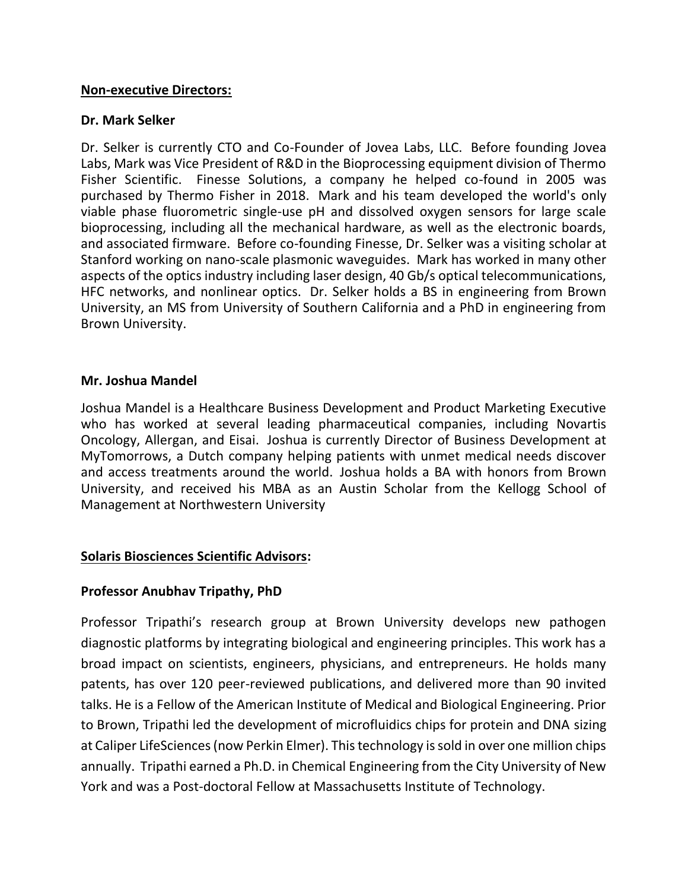**Non-executive Directors:**

**Dr. Mark Selker**

Dr. Selker is currently CTO and Co-Founder of Jovea Labs, LLC. Before founding Jovea Labs, Mark was Vice President of R&D in the Bioprocessing equipment division of Thermo Fisher Scientific. Finesse Solutions, a company he helped co-found in 2005 was purchased by Thermo Fisher in 2018. Mark and his team developed the world's only viable phase fluorometric single-use pH and dissolved oxygen sensors for large scale bioprocessing, including all the mechanical hardware, as well as the electronic boards, and associated firmware. Before co-founding Finesse, Dr. Selker was a visiting scholar at Stanford working on nano-scale plasmonic waveguides. Mark has worked in many other aspects of the optics industry including laser design, 40 Gb/s optical telecommunications, HFC networks, and nonlinear optics. Dr. Selker holds a BS in engineering from Brown University, an MS from University of Southern California and a PhD in engineering from Brown University.

**Mr. Joshua Mandel**

Joshua Mandel is a Healthcare Business Development and Product Marketing Executive who has worked at several leading pharmaceutical companies, including Novartis Oncology, Allergan, and Eisai. Joshua is currently Director of Business Development at MyTomorrows, a Dutch company helping patients with unmet medical needs discover and access treatments around the world. Joshua holds a BA with honors from Brown University, and received his MBA as an Austin Scholar from the Kellogg School of Management at Northwestern University

**Solaris Biosciences Scientific Advisors:**

**Professor Anubhav Tripathy, PhD**

Professor Tripathi's research group at Brown University develops new pathogen diagnostic platforms by integrating biological and engineering principles. This work has a broad impact on scientists, engineers, physicians, and entrepreneurs. He holds many patents, has over 120 peer-reviewed publications, and delivered more than 90 invited talks. He is a Fellow of the American Institute of Medical and Biological Engineering. Prior to Brown, Tripathi led the development of microfluidics chips for protein and DNA sizing at Caliper LifeSciences (now Perkin Elmer). This technology is sold in over one million chips annually. Tripathi earned a Ph.D. in Chemical Engineering from the City University of New York and was a Post-doctoral Fellow at Massachusetts Institute of Technology.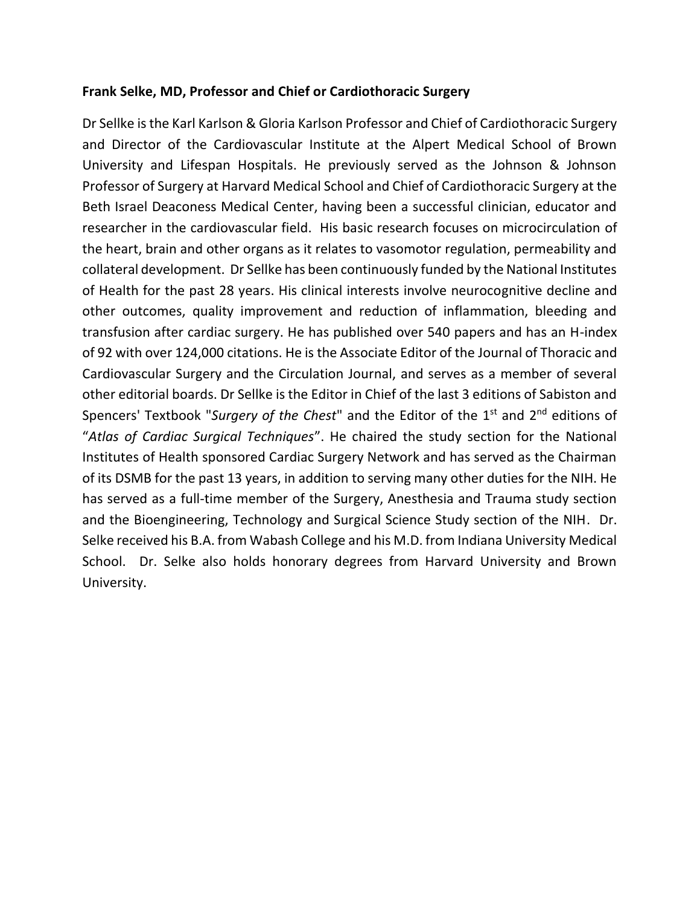**Frank Selke, MD, Professor and Chief or Cardiothoracic Surgery**

Dr Sellke is the Karl Karlson & Gloria Karlson Professor and Chief of Cardiothoracic Surgery and Director of the Cardiovascular Institute at the Alpert Medical School of Brown University and Lifespan Hospitals. He previously served as the Johnson & Johnson Professor of Surgery at Harvard Medical School and Chief of Cardiothoracic Surgery at the Beth Israel Deaconess Medical Center, having been a successful clinician, educator and researcher in the cardiovascular field. His basic research focuses on microcirculation of the heart, brain and other organs as it relates to vasomotor regulation, permeability and collateral development. Dr Sellke has been continuously funded by the National Institutes of Health for the past 28 years. His clinical interests involve neurocognitive decline and other outcomes, quality improvement and reduction of inflammation, bleeding and transfusion after cardiac surgery. He has published over 540 papers and has an H-index of 92 with over 124,000 citations. He is the Associate Editor of the Journal of Thoracic and Cardiovascular Surgery and the Circulation Journal, and serves as a member of several other editorial boards. Dr Sellke is the Editor in Chief of the last 3 editions of Sabiston and Spencers' Textbook "*Surgery of the Chest*" and the Editor of the 1st and 2nd editions of "*Atlas of Cardiac Surgical Techniques*". He chaired the study section for the National Institutes of Health sponsored Cardiac Surgery Network and has served as the Chairman of its DSMB for the past 13 years, in addition to serving many other duties for the NIH. He has served as a full-time member of the Surgery, Anesthesia and Trauma study section and the Bioengineering, Technology and Surgical Science Study section of the NIH. Dr. Selke received his B.A. from Wabash College and his M.D. from Indiana University Medical School. Dr. Selke also holds honorary degrees from Harvard University and Brown University.